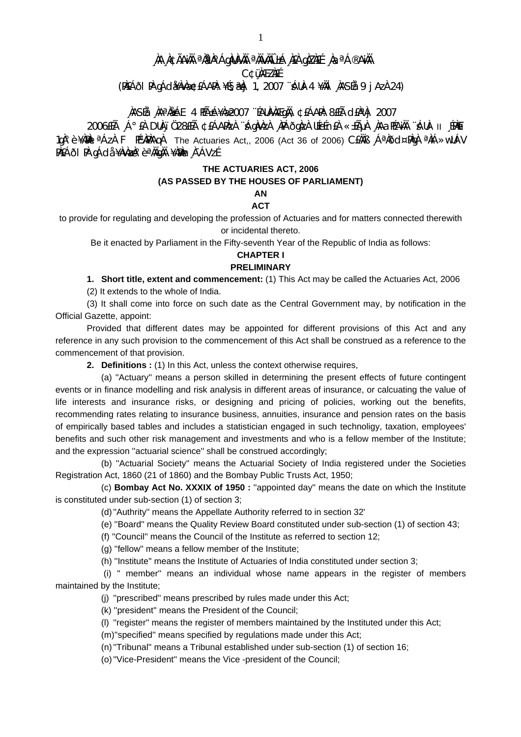¸ÀA¸À¢ÃAiÀÄ ªÀåªÀºÁgÀUÀ¼ÀÄ ªÀÄvÀÄÛ ±Á¸À£À gÀZÀ£É ¸ÀaªÁ®AiÀÄ

C¢ü¸ÀÆZÀ£É

(PÀ£ÁðlPÀ gÁdå¥ÀvÀæ ¢£ÁAPÀ: ¥ÉÃ§æªÀj 1, 2007 ¨sÁUÀ-4 ¥ÀÄl ¸ÀASÉå: 9 jAzÀ 24)

¸ÀASÉå: ¸ÀAªÀå±ÁE 4 PÉÃAzÀæ¸À 2007 ¨ÉAUÀ¼ÀÆgÀÄ, ¢£ÁAPÀ: 8£ÉÃ d£ÀªÀj 2007

2006£ÉÃ ¸Á°£À DUÀ¸ïÖ 28£ÉÃ ¢£ÁAPÀzÀ ¨sÁgÀvÀzÀ ¸ÀPÁðgÀzÀ UÉeÉn£À «±ÉÃµÀ ¸ÀAaPÉAiÀÄ ¨sÁUÀ- II ¸ÉPÀë£ï 1gÀ°è ¥ÀæPÀn¸À¯ÁzÀ F PÉ¼ÀPÀAqÀ The Actuaries Act,, 2006 (Act 36 of 2006) C£ÀÄß ¸ÁªÀðd¤PÀgÀ ªÀiÁ»wUÁV PÀ£ÁðlPÀ gÁdå¥ÀvÀæzÀ°è ªÀÄgÀÄ ¥ÀæPÀn¸À¯ÁVzÉ

**THE ACTUARIES ACT, 2006**

**(AS PASSED BY THE HOUSES OF PARLIAMENT)**

**AN**

**ACT**

to provide for regulating and developing the profession of Actuaries and for matters connected therewith or incidental thereto.

Be it enacted by Parliament in the Fifty-seventh Year of the Republic of India as follows:

## CHAPTER I

## PRELIMINARY

**1. Short title, extent and commencement:** (1) This Act may be called the Actuaries Act, 2006

(2) It extends to the whole of India.

(3) It shall come into force on such date as the Central Government may, by notification in the Official Gazette, appoint:

Provided that different dates may be appointed for different provisions of this Act and any reference in any such provision to the commencement of this Act shall be construed as a reference to the commencement of that provision.

**2. Definitions :** (1) In this Act, unless the context otherwise requires,

(a) ''Actuary'' means a person skilled in determining the present effects of future contingent events or in finance modelling and risk analysis in different areas of insurance, or calcuating the value of life interests and insurance risks, or designing and pricing of policies, working out the benefits, recommending rates relating to insurance business, annuities, insurance and pension rates on the basis of empirically based tables and includes a statistician engaged in such technoligy, taxation, employees' benefits and such other risk management and investments and who is a fellow member of the Institute; and the expression ''actuarial science'' shall be construed accordingly;

(b) ''Actuarial Society'' means the Actuarial Society of India registered under the Societies Registration Act, 1860 (21 of 1860) and the Bombay Public Trusts Act, 1950;

(c) **Bombay Act No. XXXIX of 1950 :** ''appointed day'' means the date on which the Institute is constituted under sub-section (1) of section 3;

(d) ''Authrity'' means the Appellate Authority referred to in section 32'

(e) ''Board'' means the Quality Review Board constituted under sub-section (1) of section 43;

(f) ''Council'' means the Council of the Institute as referred to section 12;

(g) ''fellow'' means a fellow member of the Institute;

(h) ''Institute'' means the Institute of Actuaries of India constituted under section 3;

(i) '' member'' means an individual whose name appears in the register of members maintained by the Institute;

(j) ''prescribed'' means prescribed by rules made under this Act;

(k) ''president'' means the President of the Council;

(l) ''register'' means the register of members maintained by the Instituted under this Act;

(m) ''specified'' means specified by regulations made under this Act;

(n) ''Tribunal'' means a Tribunal established under sub-section (1) of section 16;

(o) ''Vice-President'' means the Vice -president of the Council;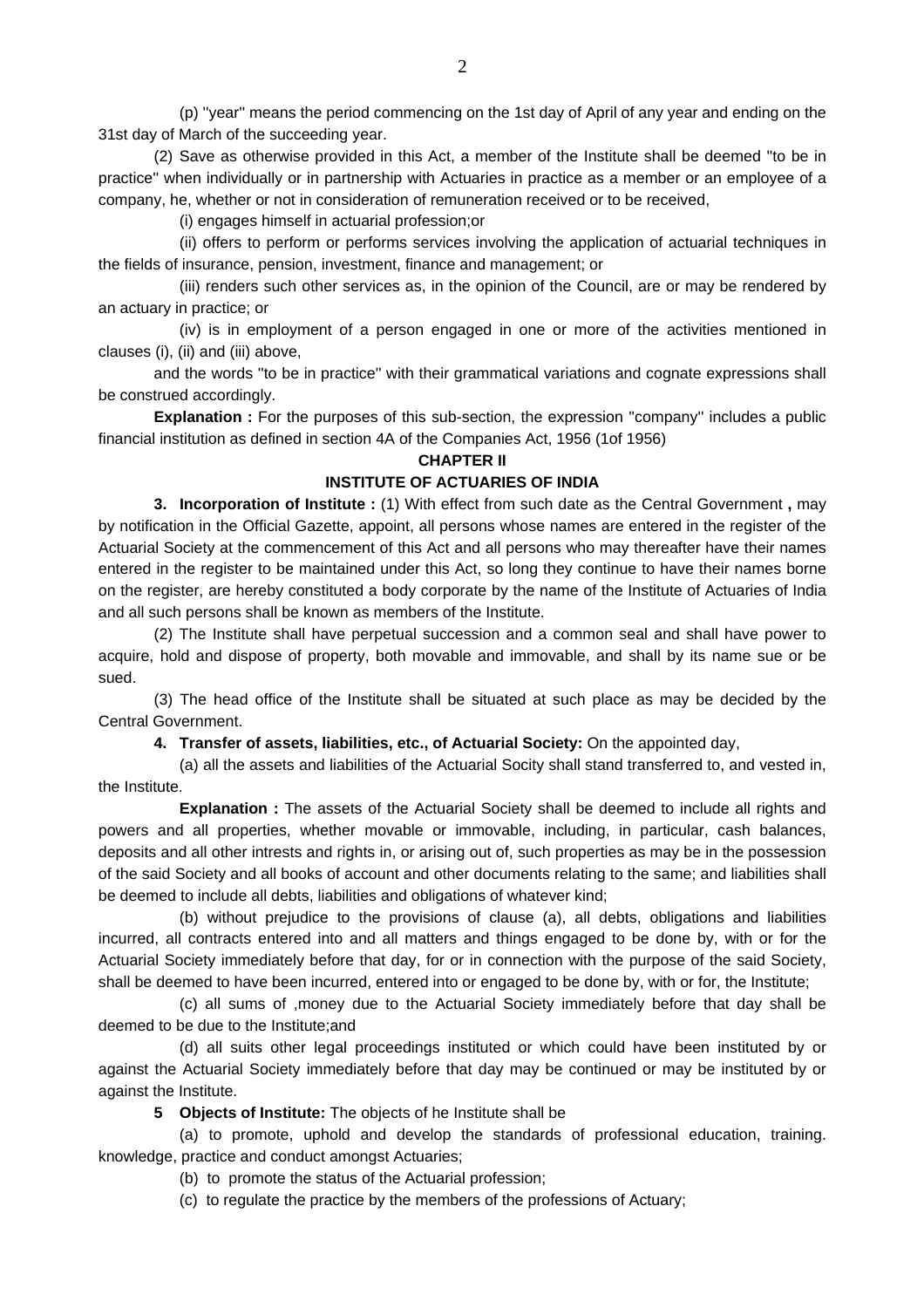(p) "year" means the period commencing on the 1st day of April of any year and ending on the 31st day of March of the succeeding year.

(2) Save as otherwise provided in this Act, a member of the Institute shall be deemed "to be in practice" when individually or in partnership with Actuaries in practice as a member or an employee of a company, he, whether or not in consideration of remuneration received or to be received,

(i) engages himself in actuarial profession;or

(ii) offers to perform or performs services involving the application of actuarial techniques in the fields of insurance, pension, investment, finance and management; or

(iii) renders such other services as, in the opinion of the Council, are or may be rendered by an actuary in practice; or

(iv) is in employment of a person engaged in one or more of the activities mentioned in clauses (i), (ii) and (iii) above,

and the words "to be in practice" with their grammatical variations and cognate expressions shall be construed accordingly.

**Explanation :** For the purposes of this sub-section, the expression "company" includes a public financial institution as defined in section 4A of the Companies Act, 1956 (1of 1956)

## CHAPTER II

## INSTITUTE OF ACTUARIES OF INDIA

**3. Incorporation of Institute :** (1) With effect from such date as the Central Government **,** may by notification in the Official Gazette, appoint, all persons whose names are entered in the register of the Actuarial Society at the commencement of this Act and all persons who may thereafter have their names entered in the register to be maintained under this Act, so long they continue to have their names borne on the register, are hereby constituted a body corporate by the name of the Institute of Actuaries of India and all such persons shall be known as members of the Institute.

(2) The Institute shall have perpetual succession and a common seal and shall have power to acquire, hold and dispose of property, both movable and immovable, and shall by its name sue or be sued.

(3) The head office of the Institute shall be situated at such place as may be decided by the Central Government.

**4. Transfer of assets, liabilities, etc., of Actuarial Society:** On the appointed day,

(a) all the assets and liabilities of the Actuarial Socity shall stand transferred to, and vested in, the Institute.

**Explanation :** The assets of the Actuarial Society shall be deemed to include all rights and powers and all properties, whether movable or immovable, including, in particular, cash balances, deposits and all other intrests and rights in, or arising out of, such properties as may be in the possession of the said Society and all books of account and other documents relating to the same; and liabilities shall be deemed to include all debts, liabilities and obligations of whatever kind;

(b) without prejudice to the provisions of clause (a), all debts, obligations and liabilities incurred, all contracts entered into and all matters and things engaged to be done by, with or for the Actuarial Society immediately before that day, for or in connection with the purpose of the said Society, shall be deemed to have been incurred, entered into or engaged to be done by, with or for, the Institute;

(c) all sums of ,money due to the Actuarial Society immediately before that day shall be deemed to be due to the Institute;and

(d) all suits other legal proceedings instituted or which could have been instituted by or against the Actuarial Society immediately before that day may be continued or may be instituted by or against the Institute.

**5 Objects of Institute:** The objects of he Institute shall be

(a) to promote, uphold and develop the standards of professional education, training. knowledge, practice and conduct amongst Actuaries;

(b) to promote the status of the Actuarial profession;

(c) to regulate the practice by the members of the professions of Actuary;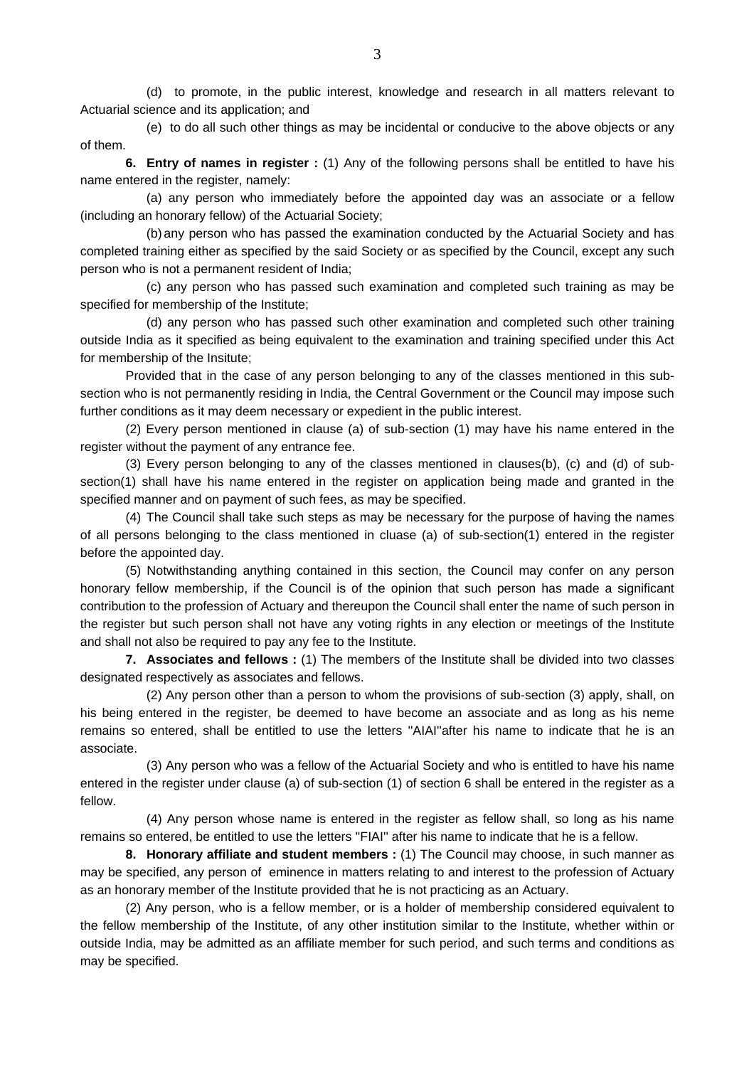(d) to promote, in the public interest, knowledge and research in all matters relevant to Actuarial science and its application; and

(e) to do all such other things as may be incidental or conducive to the above objects or any of them.

**6. Entry of names in register :** (1) Any of the following persons shall be entitled to have his name entered in the register, namely:

(a) any person who immediately before the appointed day was an associate or a fellow (including an honorary fellow) of the Actuarial Society;

(b) any person who has passed the examination conducted by the Actuarial Society and has completed training either as specified by the said Society or as specified by the Council, except any such person who is not a permanent resident of India;

(c) any person who has passed such examination and completed such training as may be specified for membership of the Institute;

(d) any person who has passed such other examination and completed such other training outside India as it specified as being equivalent to the examination and training specified under this Act for membership of the Insitute;

Provided that in the case of any person belonging to any of the classes mentioned in this sub-section who is not permanently residing in India, the Central Government or the Council may impose such further conditions as it may deem necessary or expedient in the public interest.

(2) Every person mentioned in clause (a) of sub-section (1) may have his name entered in the register without the payment of any entrance fee.

(3) Every person belonging to any of the classes mentioned in clauses(b), (c) and (d) of sub-section(1) shall have his name entered in the register on application being made and granted in the specified manner and on payment of such fees, as may be specified.

(4) The Council shall take such steps as may be necessary for the purpose of having the names of all persons belonging to the class mentioned in cluase (a) of sub-section(1) entered in the register before the appointed day.

(5) Notwithstanding anything contained in this section, the Council may confer on any person honorary fellow membership, if the Council is of the opinion that such person has made a significant contribution to the profession of Actuary and thereupon the Council shall enter the name of such person in the register but such person shall not have any voting rights in any election or meetings of the Institute and shall not also be required to pay any fee to the Institute.

**7. Associates and fellows :** (1) The members of the Institute shall be divided into two classes designated respectively as associates and fellows.

(2) Any person other than a person to whom the provisions of sub-section (3) apply, shall, on his being entered in the register, be deemed to have become an associate and as long as his neme remains so entered, shall be entitled to use the letters "AIAI"after his name to indicate that he is an associate.

(3) Any person who was a fellow of the Actuarial Society and who is entitled to have his name entered in the register under clause (a) of sub-section (1) of section 6 shall be entered in the register as a fellow.

(4) Any person whose name is entered in the register as fellow shall, so long as his name remains so entered, be entitled to use the letters "FIAI" after his name to indicate that he is a fellow.

**8. Honorary affiliate and student members :** (1) The Council may choose, in such manner as may be specified, any person of eminence in matters relating to and interest to the profession of Actuary as an honorary member of the Institute provided that he is not practicing as an Actuary.

(2) Any person, who is a fellow member, or is a holder of membership considered equivalent to the fellow membership of the Institute, of any other institution similar to the Institute, whether within or outside India, may be admitted as an affiliate member for such period, and such terms and conditions as may be specified.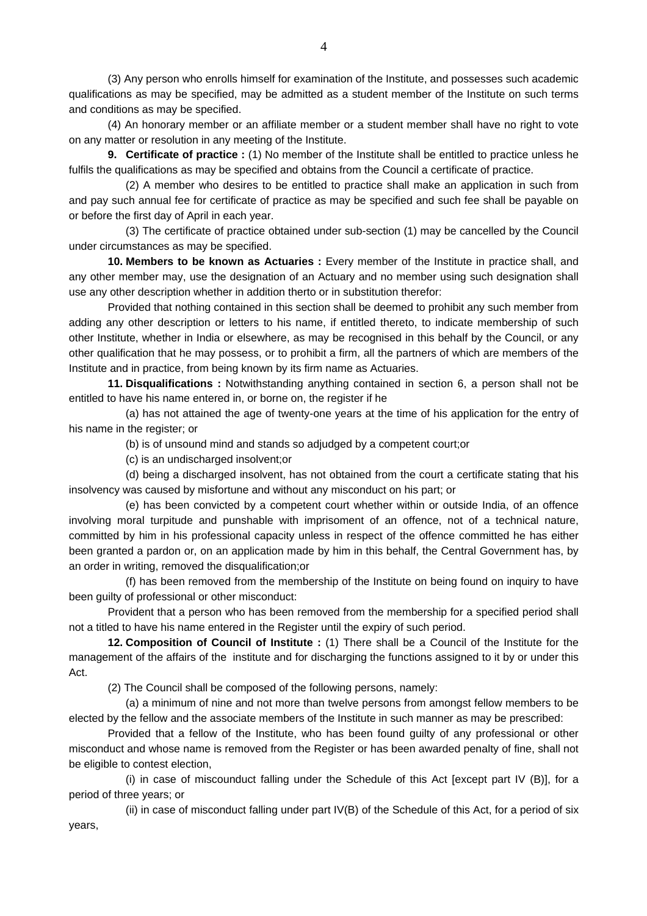(3) Any person who enrolls himself for examination of the Institute, and possesses such academic qualifications as may be specified, may be admitted as a student member of the Institute on such terms and conditions as may be specified.

(4) An honorary member or an affiliate member or a student member shall have no right to vote on any matter or resolution in any meeting of the Institute.

**9. Certificate of practice :** (1) No member of the Institute shall be entitled to practice unless he fulfils the qualifications as may be specified and obtains from the Council a certificate of practice.

(2) A member who desires to be entitled to practice shall make an application in such from and pay such annual fee for certificate of practice as may be specified and such fee shall be payable on or before the first day of April in each year.

(3) The certificate of practice obtained under sub-section (1) may be cancelled by the Council under circumstances as may be specified.

**10. Members to be known as Actuaries :** Every member of the Institute in practice shall, and any other member may, use the designation of an Actuary and no member using such designation shall use any other description whether in addition therto or in substitution therefor:

Provided that nothing contained in this section shall be deemed to prohibit any such member from adding any other description or letters to his name, if entitled thereto, to indicate membership of such other Institute, whether in India or elsewhere, as may be recognised in this behalf by the Council, or any other qualification that he may possess, or to prohibit a firm, all the partners of which are members of the Institute and in practice, from being known by its firm name as Actuaries.

**11. Disqualifications :** Notwithstanding anything contained in section 6, a person shall not be entitled to have his name entered in, or borne on, the register if he

(a) has not attained the age of twenty-one years at the time of his application for the entry of his name in the register; or

(b) is of unsound mind and stands so adjudged by a competent court;or

(c) is an undischarged insolvent;or

(d) being a discharged insolvent, has not obtained from the court a certificate stating that his insolvency was caused by misfortune and without any misconduct on his part; or

(e) has been convicted by a competent court whether within or outside India, of an offence involving moral turpitude and punshable with imprisoment of an offence, not of a technical nature, committed by him in his professional capacity unless in respect of the offence committed he has either been granted a pardon or, on an application made by him in this behalf, the Central Government has, by an order in writing, removed the disqualification;or

(f) has been removed from the membership of the Institute on being found on inquiry to have been guilty of professional or other misconduct:

Provident that a person who has been removed from the membership for a specified period shall not a titled to have his name entered in the Register until the expiry of such period.

**12. Composition of Council of Institute :** (1) There shall be a Council of the Institute for the management of the affairs of the institute and for discharging the functions assigned to it by or under this Act.

(2) The Council shall be composed of the following persons, namely:

(a) a minimum of nine and not more than twelve persons from amongst fellow members to be elected by the fellow and the associate members of the Institute in such manner as may be prescribed:

Provided that a fellow of the Institute, who has been found guilty of any professional or other misconduct and whose name is removed from the Register or has been awarded penalty of fine, shall not be eligible to contest election,

(i) in case of miscounduct falling under the Schedule of this Act [except part IV (B)], for a period of three years; or

(ii) in case of misconduct falling under part IV(B) of the Schedule of this Act, for a period of six years,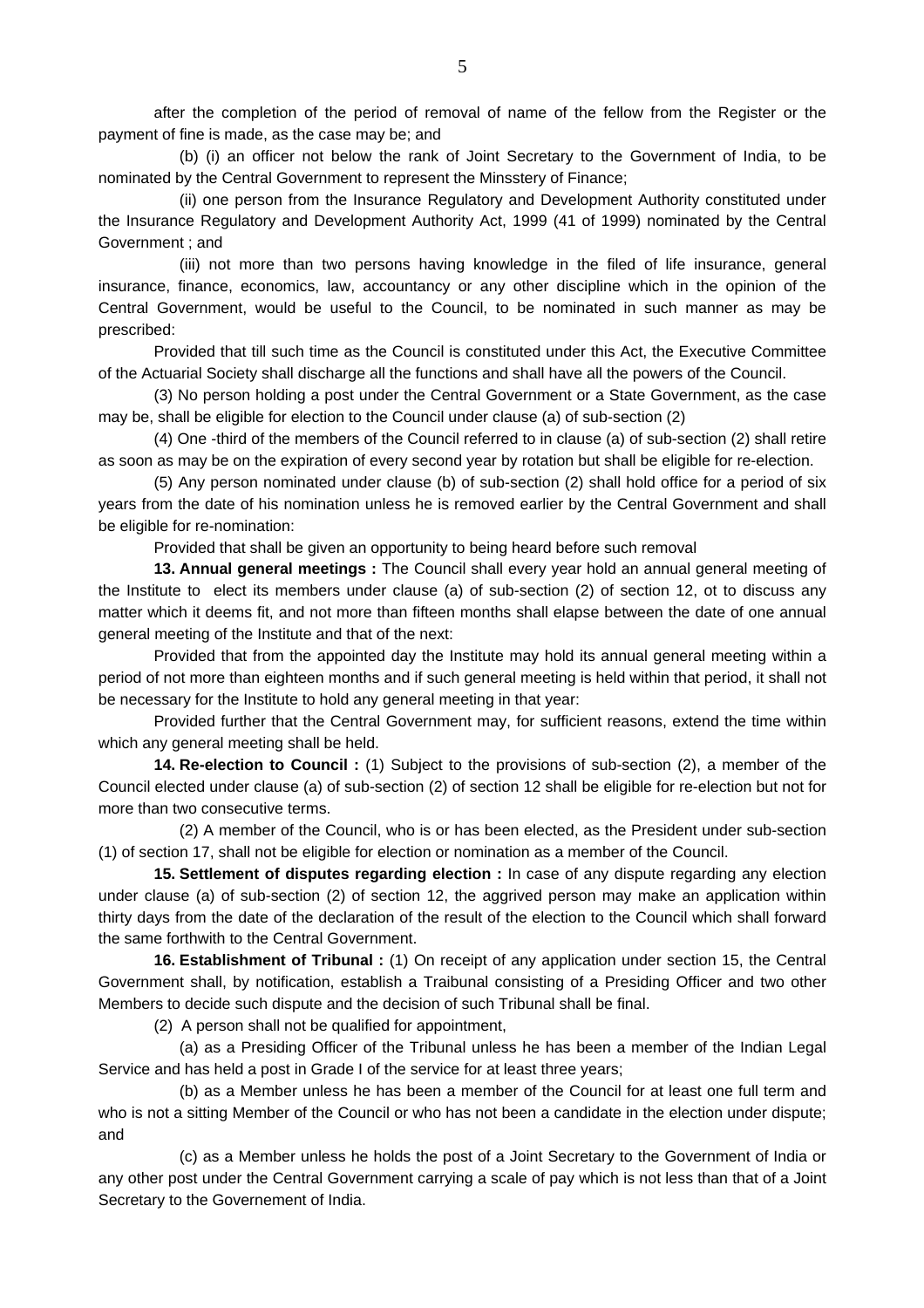after the completion of the period of removal of name of the fellow from the Register or the payment of fine is made, as the case may be; and

(b) (i) an officer not below the rank of Joint Secretary to the Government of India, to be nominated by the Central Government to represent the Minsstery of Finance;

(ii) one person from the Insurance Regulatory and Development Authority constituted under the Insurance Regulatory and Development Authority Act, 1999 (41 of 1999) nominated by the Central Government ; and

(iii) not more than two persons having knowledge in the filed of life insurance, general insurance, finance, economics, law, accountancy or any other discipline which in the opinion of the Central Government, would be useful to the Council, to be nominated in such manner as may be prescribed:

Provided that till such time as the Council is constituted under this Act, the Executive Committee of the Actuarial Society shall discharge all the functions and shall have all the powers of the Council.

(3) No person holding a post under the Central Government or a State Government, as the case may be, shall be eligible for election to the Council under clause (a) of sub-section (2)

(4) One -third of the members of the Council referred to in clause (a) of sub-section (2) shall retire as soon as may be on the expiration of every second year by rotation but shall be eligible for re-election.

(5) Any person nominated under clause (b) of sub-section (2) shall hold office for a period of six years from the date of his nomination unless he is removed earlier by the Central Government and shall be eligible for re-nomination:

Provided that shall be given an opportunity to being heard before such removal

**13. Annual general meetings :** The Council shall every year hold an annual general meeting of the Institute to elect its members under clause (a) of sub-section (2) of section 12, ot to discuss any matter which it deems fit, and not more than fifteen months shall elapse between the date of one annual general meeting of the Institute and that of the next:

Provided that from the appointed day the Institute may hold its annual general meeting within a period of not more than eighteen months and if such general meeting is held within that period, it shall not be necessary for the Institute to hold any general meeting in that year:

Provided further that the Central Government may, for sufficient reasons, extend the time within which any general meeting shall be held.

**14. Re-election to Council :** (1) Subject to the provisions of sub-section (2), a member of the Council elected under clause (a) of sub-section (2) of section 12 shall be eligible for re-election but not for more than two consecutive terms.

(2) A member of the Council, who is or has been elected, as the President under sub-section (1) of section 17, shall not be eligible for election or nomination as a member of the Council.

**15. Settlement of disputes regarding election :** In case of any dispute regarding any election under clause (a) of sub-section (2) of section 12, the aggrived person may make an application within thirty days from the date of the declaration of the result of the election to the Council which shall forward the same forthwith to the Central Government.

**16. Establishment of Tribunal :** (1) On receipt of any application under section 15, the Central Government shall, by notification, establish a Traibunal consisting of a Presiding Officer and two other Members to decide such dispute and the decision of such Tribunal shall be final.

(2) A person shall not be qualified for appointment,

(a) as a Presiding Officer of the Tribunal unless he has been a member of the Indian Legal Service and has held a post in Grade I of the service for at least three years;

(b) as a Member unless he has been a member of the Council for at least one full term and who is not a sitting Member of the Council or who has not been a candidate in the election under dispute; and

(c) as a Member unless he holds the post of a Joint Secretary to the Government of India or any other post under the Central Government carrying a scale of pay which is not less than that of a Joint Secretary to the Governement of India.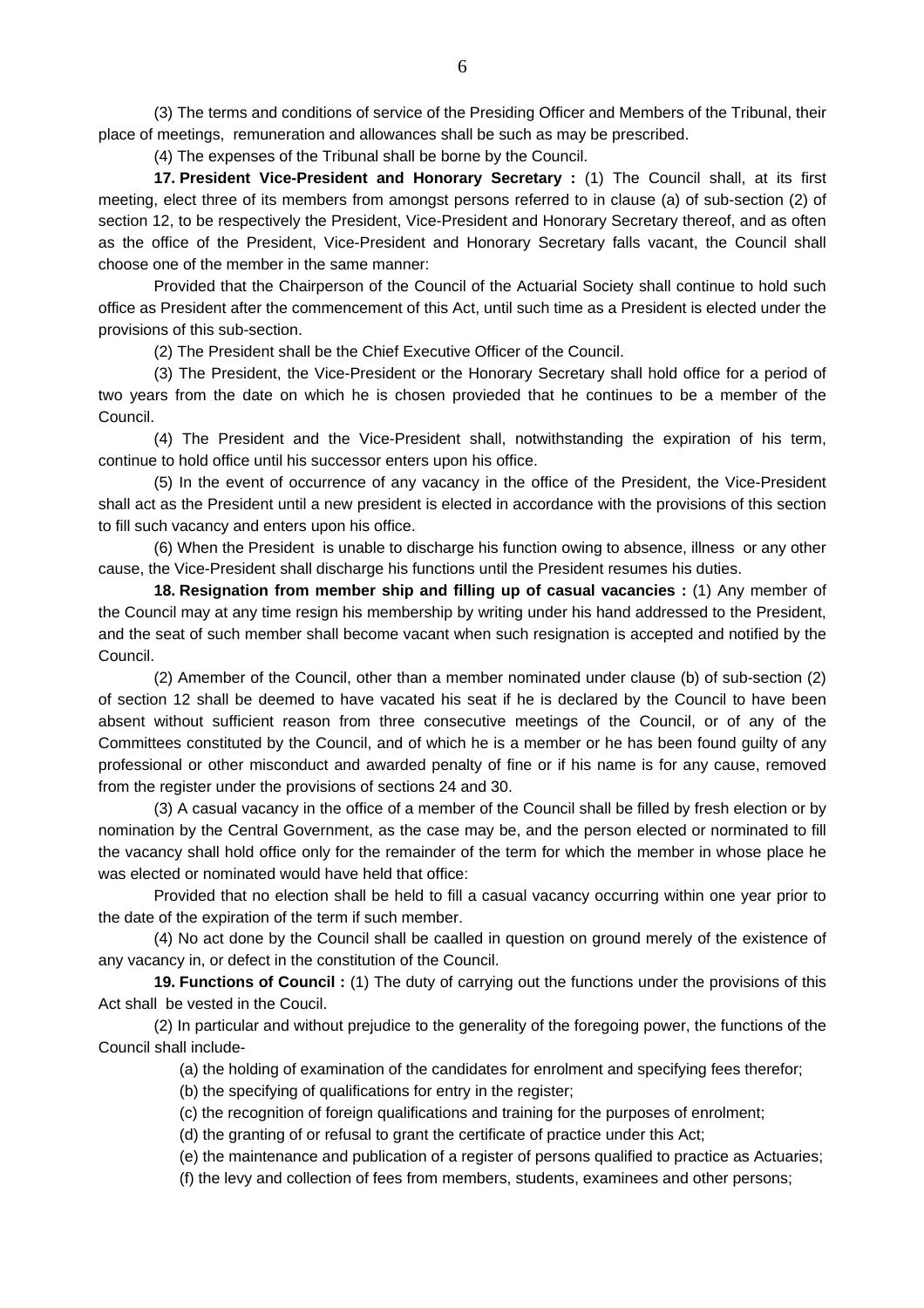(3) The terms and conditions of service of the Presiding Officer and Members of the Tribunal, their place of meetings, remuneration and allowances shall be such as may be prescribed.

(4) The expenses of the Tribunal shall be borne by the Council.

**17. President Vice-President and Honorary Secretary :** (1) The Council shall, at its first meeting, elect three of its members from amongst persons referred to in clause (a) of sub-section (2) of section 12, to be respectively the President, Vice-President and Honorary Secretary thereof, and as often as the office of the President, Vice-President and Honorary Secretary falls vacant, the Council shall choose one of the member in the same manner:

Provided that the Chairperson of the Council of the Actuarial Society shall continue to hold such office as President after the commencement of this Act, until such time as a President is elected under the provisions of this sub-section.

(2) The President shall be the Chief Executive Officer of the Council.

(3) The President, the Vice-President or the Honorary Secretary shall hold office for a period of two years from the date on which he is chosen provieded that he continues to be a member of the Council.

(4) The President and the Vice-President shall, notwithstanding the expiration of his term, continue to hold office until his successor enters upon his office.

(5) In the event of occurrence of any vacancy in the office of the President, the Vice-President shall act as the President until a new president is elected in accordance with the provisions of this section to fill such vacancy and enters upon his office.

(6) When the President is unable to discharge his function owing to absence, illness or any other cause, the Vice-President shall discharge his functions until the President resumes his duties.

**18. Resignation from member ship and filling up of casual vacancies :** (1) Any member of the Council may at any time resign his membership by writing under his hand addressed to the President, and the seat of such member shall become vacant when such resignation is accepted and notified by the Council.

(2) Amember of the Council, other than a member nominated under clause (b) of sub-section (2) of section 12 shall be deemed to have vacated his seat if he is declared by the Council to have been absent without sufficient reason from three consecutive meetings of the Council, or of any of the Committees constituted by the Council, and of which he is a member or he has been found guilty of any professional or other misconduct and awarded penalty of fine or if his name is for any cause, removed from the register under the provisions of sections 24 and 30.

(3) A casual vacancy in the office of a member of the Council shall be filled by fresh election or by nomination by the Central Government, as the case may be, and the person elected or norminated to fill the vacancy shall hold office only for the remainder of the term for which the member in whose place he was elected or nominated would have held that office:

Provided that no election shall be held to fill a casual vacancy occurring within one year prior to the date of the expiration of the term if such member.

(4) No act done by the Council shall be caalled in question on ground merely of the existence of any vacancy in, or defect in the constitution of the Council.

**19. Functions of Council :** (1) The duty of carrying out the functions under the provisions of this Act shall be vested in the Coucil.

(2) In particular and without prejudice to the generality of the foregoing power, the functions of the Council shall include-

(a) the holding of examination of the candidates for enrolment and specifying fees therefor;

(b) the specifying of qualifications for entry in the register;

(c) the recognition of foreign qualifications and training for the purposes of enrolment;

(d) the granting of or refusal to grant the certificate of practice under this Act;

(e) the maintenance and publication of a register of persons qualified to practice as Actuaries;

(f) the levy and collection of fees from members, students, examinees and other persons;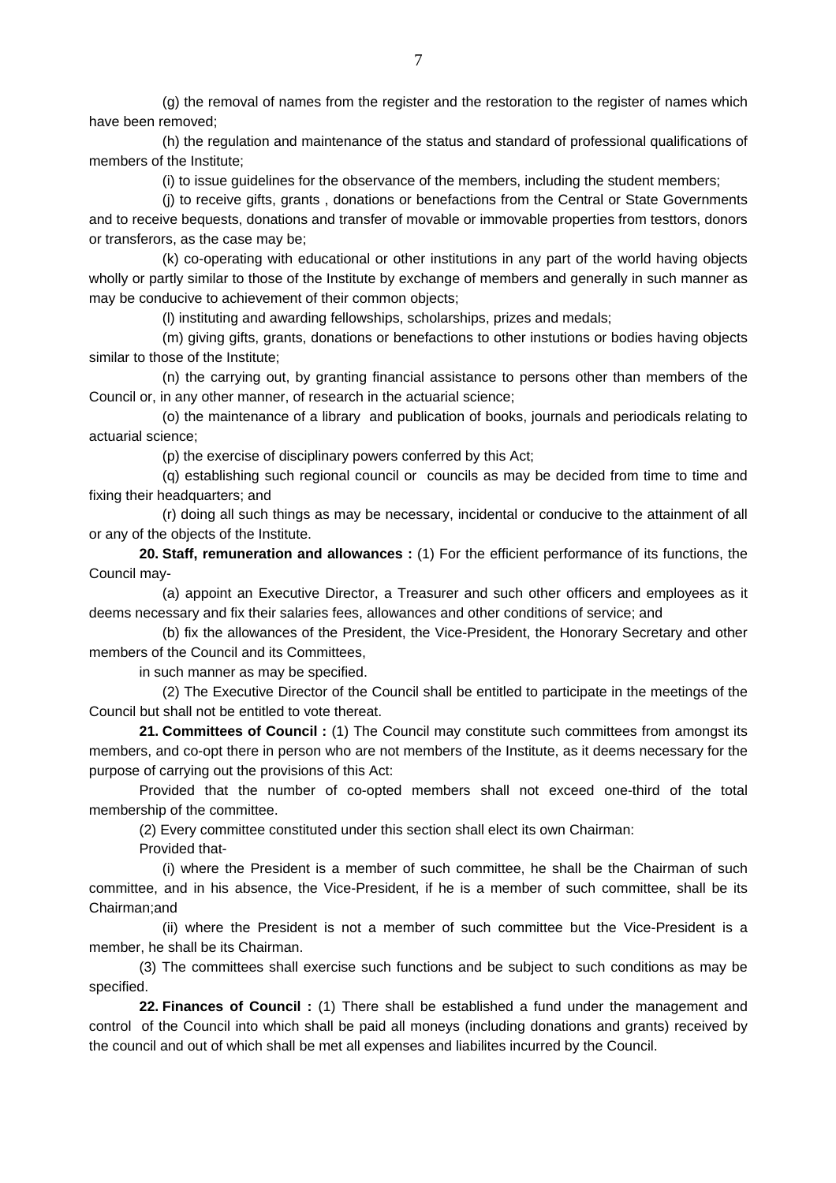(g) the removal of names from the register and the restoration to the register of names which have been removed;

(h) the regulation and maintenance of the status and standard of professional qualifications of members of the Institute;

(i) to issue guidelines for the observance of the members, including the student members;

(j) to receive gifts, grants , donations or benefactions from the Central or State Governments and to receive bequests, donations and transfer of movable or immovable properties from testtors, donors or transferors, as the case may be;

(k) co-operating with educational or other institutions in any part of the world having objects wholly or partly similar to those of the Institute by exchange of members and generally in such manner as may be conducive to achievement of their common objects;

(l) instituting and awarding fellowships, scholarships, prizes and medals;

(m) giving gifts, grants, donations or benefactions to other instutions or bodies having objects similar to those of the Institute;

(n) the carrying out, by granting financial assistance to persons other than members of the Council or, in any other manner, of research in the actuarial science;

(o) the maintenance of a library and publication of books, journals and periodicals relating to actuarial science;

(p) the exercise of disciplinary powers conferred by this Act;

(q) establishing such regional council or councils as may be decided from time to time and fixing their headquarters; and

(r) doing all such things as may be necessary, incidental or conducive to the attainment of all or any of the objects of the Institute.

**20. Staff, remuneration and allowances :** (1) For the efficient performance of its functions, the Council may-

(a) appoint an Executive Director, a Treasurer and such other officers and employees as it deems necessary and fix their salaries fees, allowances and other conditions of service; and

(b) fix the allowances of the President, the Vice-President, the Honorary Secretary and other members of the Council and its Committees,

in such manner as may be specified.

(2) The Executive Director of the Council shall be entitled to participate in the meetings of the Council but shall not be entitled to vote thereat.

**21. Committees of Council :** (1) The Council may constitute such committees from amongst its members, and co-opt there in person who are not members of the Institute, as it deems necessary for the purpose of carrying out the provisions of this Act:

Provided that the number of co-opted members shall not exceed one-third of the total membership of the committee.

(2) Every committee constituted under this section shall elect its own Chairman:

Provided that-

(i) where the President is a member of such committee, he shall be the Chairman of such committee, and in his absence, the Vice-President, if he is a member of such committee, shall be its Chairman;and

(ii) where the President is not a member of such committee but the Vice-President is a member, he shall be its Chairman.

(3) The committees shall exercise such functions and be subject to such conditions as may be specified.

**22. Finances of Council :** (1) There shall be established a fund under the management and control of the Council into which shall be paid all moneys (including donations and grants) received by the council and out of which shall be met all expenses and liabilites incurred by the Council.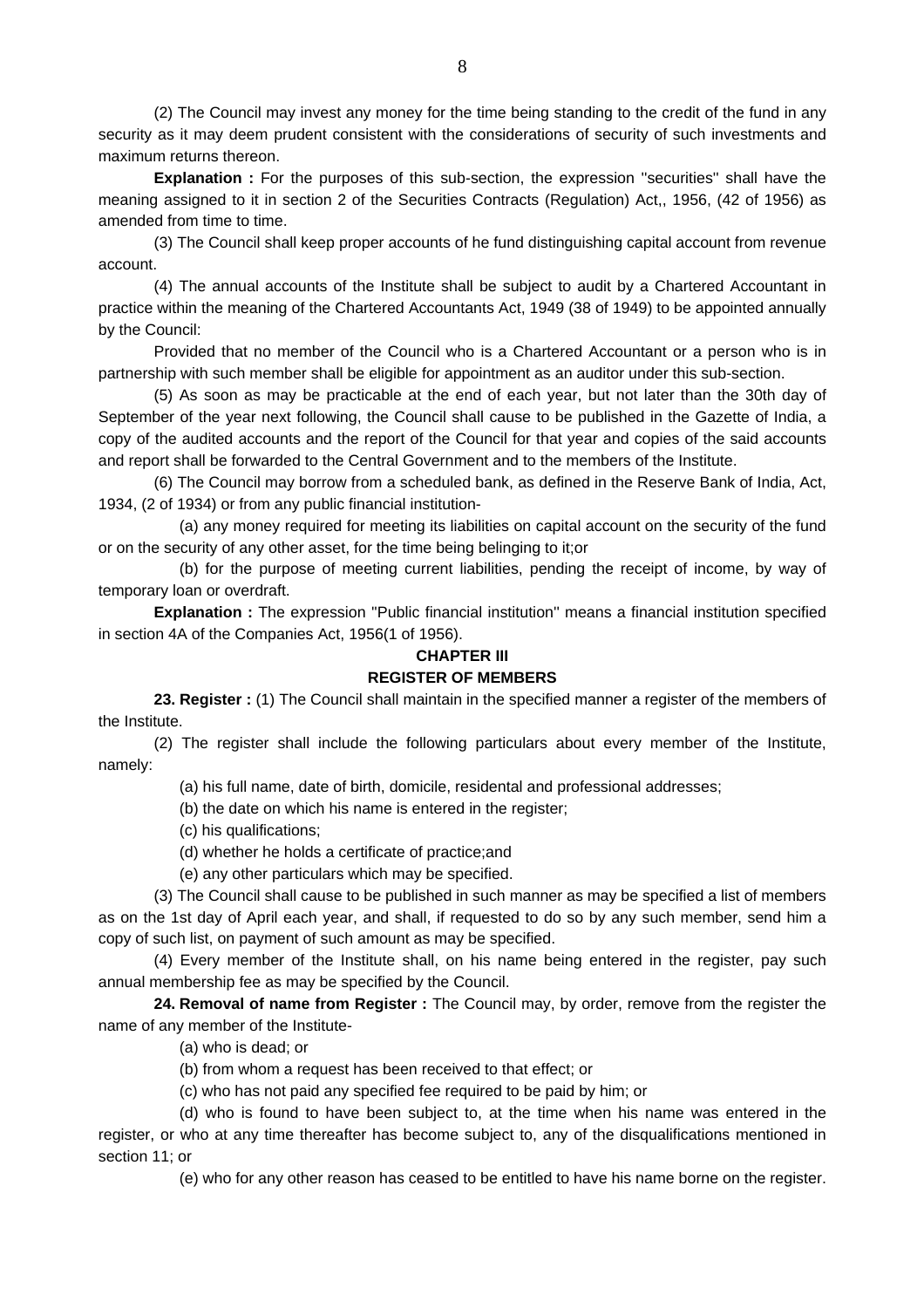(2) The Council may invest any money for the time being standing to the credit of the fund in any security as it may deem prudent consistent with the considerations of security of such investments and maximum returns thereon.

**Explanation :** For the purposes of this sub-section, the expression "securities" shall have the meaning assigned to it in section 2 of the Securities Contracts (Regulation) Act,, 1956, (42 of 1956) as amended from time to time.

(3) The Council shall keep proper accounts of he fund distinguishing capital account from revenue account.

(4) The annual accounts of the Institute shall be subject to audit by a Chartered Accountant in practice within the meaning of the Chartered Accountants Act, 1949 (38 of 1949) to be appointed annually by the Council:

Provided that no member of the Council who is a Chartered Accountant or a person who is in partnership with such member shall be eligible for appointment as an auditor under this sub-section.

(5) As soon as may be practicable at the end of each year, but not later than the 30th day of September of the year next following, the Council shall cause to be published in the Gazette of India, a copy of the audited accounts and the report of the Council for that year and copies of the said accounts and report shall be forwarded to the Central Government and to the members of the Institute.

(6) The Council may borrow from a scheduled bank, as defined in the Reserve Bank of India, Act, 1934, (2 of 1934) or from any public financial institution-

(a) any money required for meeting its liabilities on capital account on the security of the fund or on the security of any other asset, for the time being belinging to it;or

(b) for the purpose of meeting current liabilities, pending the receipt of income, by way of temporary loan or overdraft.

**Explanation :** The expression "Public financial institution" means a financial institution specified in section 4A of the Companies Act, 1956(1 of 1956).

## CHAPTER III

## REGISTER OF MEMBERS

**23. Register :** (1) The Council shall maintain in the specified manner a register of the members of the Institute.

(2) The register shall include the following particulars about every member of the Institute, namely:

(a) his full name, date of birth, domicile, residental and professional addresses;

(b) the date on which his name is entered in the register;

(c) his qualifications;

(d) whether he holds a certificate of practice;and

(e) any other particulars which may be specified.

(3) The Council shall cause to be published in such manner as may be specified a list of members as on the 1st day of April each year, and shall, if requested to do so by any such member, send him a copy of such list, on payment of such amount as may be specified.

(4) Every member of the Institute shall, on his name being entered in the register, pay such annual membership fee as may be specified by the Council.

**24. Removal of name from Register :** The Council may, by order, remove from the register the name of any member of the Institute-

(a) who is dead; or

(b) from whom a request has been received to that effect; or

(c) who has not paid any specified fee required to be paid by him; or

(d) who is found to have been subject to, at the time when his name was entered in the register, or who at any time thereafter has become subject to, any of the disqualifications mentioned in section 11; or

(e) who for any other reason has ceased to be entitled to have his name borne on the register.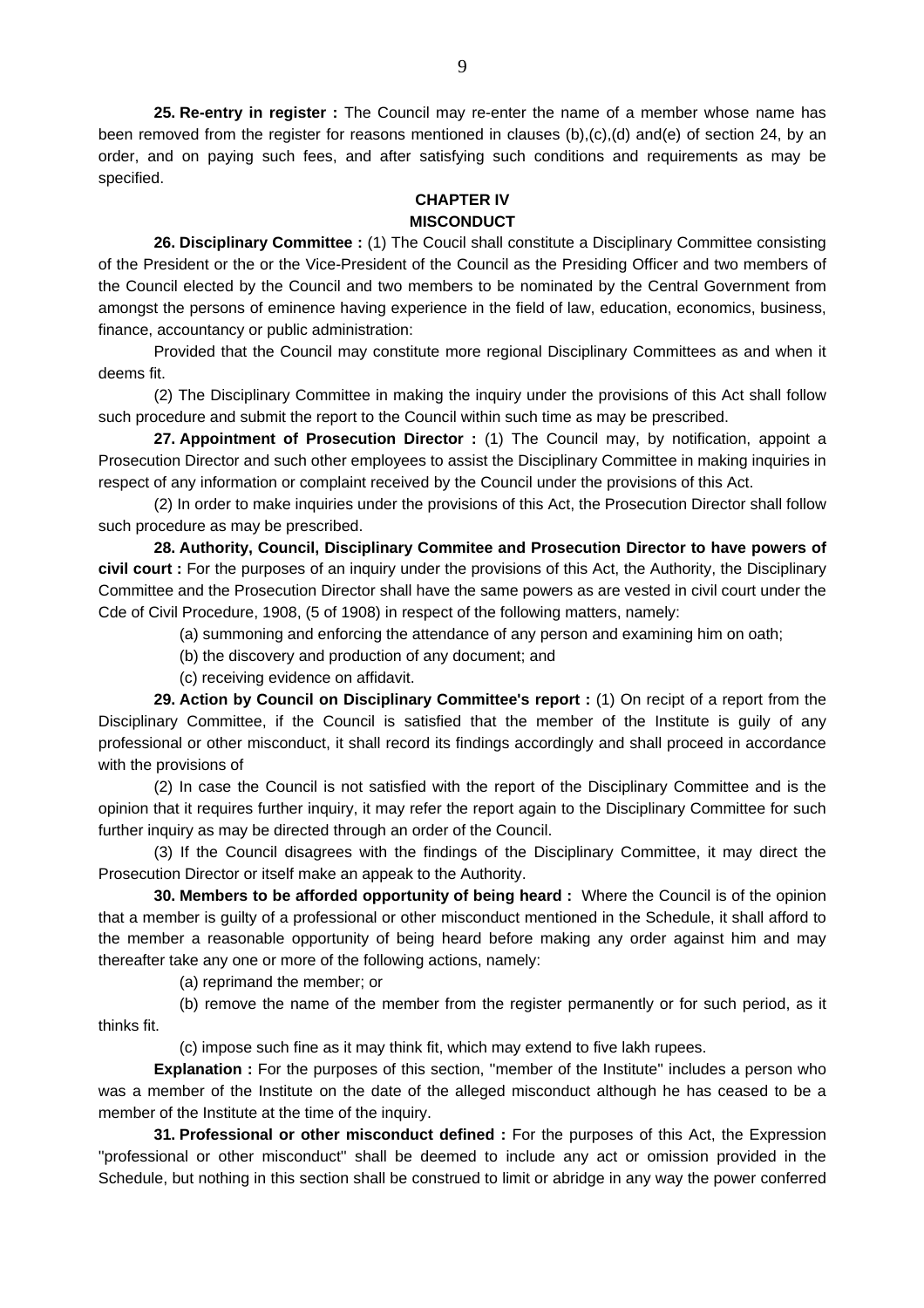**25. Re-entry in register :** The Council may re-enter the name of a member whose name has been removed from the register for reasons mentioned in clauses (b),(c),(d) and(e) of section 24, by an order, and on paying such fees, and after satisfying such conditions and requirements as may be specified.

## CHAPTER IV
## MISCONDUCT

**26. Disciplinary Committee :** (1) The Coucil shall constitute a Disciplinary Committee consisting of the President or the or the Vice-President of the Council as the Presiding Officer and two members of the Council elected by the Council and two members to be nominated by the Central Government from amongst the persons of eminence having experience in the field of law, education, economics, business, finance, accountancy or public administration:

Provided that the Council may constitute more regional Disciplinary Committees as and when it deems fit.

(2) The Disciplinary Committee in making the inquiry under the provisions of this Act shall follow such procedure and submit the report to the Council within such time as may be prescribed.

**27. Appointment of Prosecution Director :** (1) The Council may, by notification, appoint a Prosecution Director and such other employees to assist the Disciplinary Committee in making inquiries in respect of any information or complaint received by the Council under the provisions of this Act.

(2) In order to make inquiries under the provisions of this Act, the Prosecution Director shall follow such procedure as may be prescribed.

**28. Authority, Council, Disciplinary Commitee and Prosecution Director to have powers of civil court :** For the purposes of an inquiry under the provisions of this Act, the Authority, the Disciplinary Committee and the Prosecution Director shall have the same powers as are vested in civil court under the Cde of Civil Procedure, 1908, (5 of 1908) in respect of the following matters, namely:

(a) summoning and enforcing the attendance of any person and examining him on oath;

(b) the discovery and production of any document; and

(c) receiving evidence on affidavit.

**29. Action by Council on Disciplinary Committee's report :** (1) On recipt of a report from the Disciplinary Committee, if the Council is satisfied that the member of the Institute is guily of any professional or other misconduct, it shall record its findings accordingly and shall proceed in accordance with the provisions of

(2) In case the Council is not satisfied with the report of the Disciplinary Committee and is the opinion that it requires further inquiry, it may refer the report again to the Disciplinary Committee for such further inquiry as may be directed through an order of the Council.

(3) If the Council disagrees with the findings of the Disciplinary Committee, it may direct the Prosecution Director or itself make an appeak to the Authority.

**30. Members to be afforded opportunity of being heard :** Where the Council is of the opinion that a member is guilty of a professional or other misconduct mentioned in the Schedule, it shall afford to the member a reasonable opportunity of being heard before making any order against him and may thereafter take any one or more of the following actions, namely:

(a) reprimand the member; or

(b) remove the name of the member from the register permanently or for such period, as it thinks fit.

(c) impose such fine as it may think fit, which may extend to five lakh rupees.

**Explanation :** For the purposes of this section, "member of the Institute" includes a person who was a member of the Institute on the date of the alleged misconduct although he has ceased to be a member of the Institute at the time of the inquiry.

**31. Professional or other misconduct defined :** For the purposes of this Act, the Expression "professional or other misconduct" shall be deemed to include any act or omission provided in the Schedule, but nothing in this section shall be construed to limit or abridge in any way the power conferred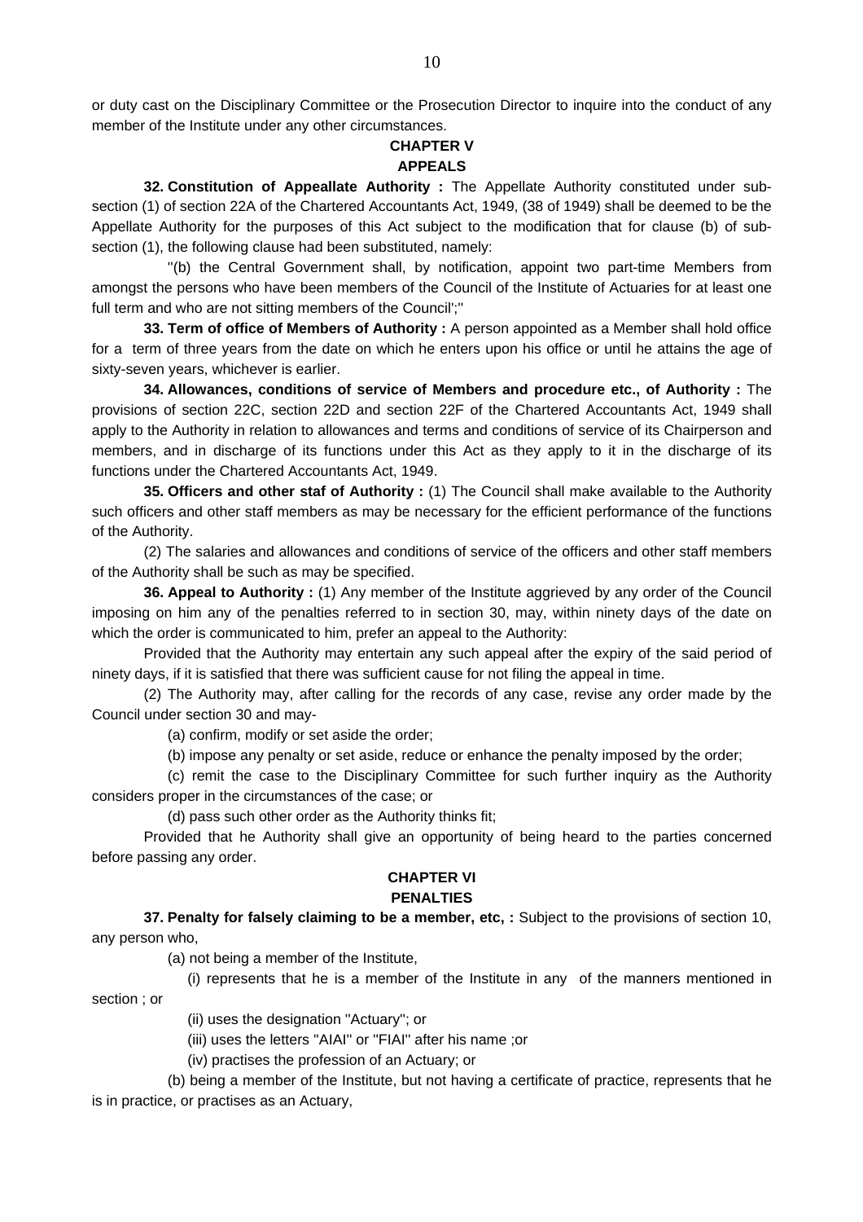or duty cast on the Disciplinary Committee or the Prosecution Director to inquire into the conduct of any member of the Institute under any other circumstances.

## CHAPTER V
## APPEALS

**32. Constitution of Appeallate Authority :** The Appellate Authority constituted under sub-section (1) of section 22A of the Chartered Accountants Act, 1949, (38 of 1949) shall be deemed to be the Appellate Authority for the purposes of this Act subject to the modification that for clause (b) of sub-section (1), the following clause had been substituted, namely:

''(b) the Central Government shall, by notification, appoint two part-time Members from amongst the persons who have been members of the Council of the Institute of Actuaries for at least one full term and who are not sitting members of the Council';''

**33. Term of office of Members of Authority :** A person appointed as a Member shall hold office for a term of three years from the date on which he enters upon his office or until he attains the age of sixty-seven years, whichever is earlier.

**34. Allowances, conditions of service of Members and procedure etc., of Authority :** The provisions of section 22C, section 22D and section 22F of the Chartered Accountants Act, 1949 shall apply to the Authority in relation to allowances and terms and conditions of service of its Chairperson and members, and in discharge of its functions under this Act as they apply to it in the discharge of its functions under the Chartered Accountants Act, 1949.

**35. Officers and other staf of Authority :** (1) The Council shall make available to the Authority such officers and other staff members as may be necessary for the efficient performance of the functions of the Authority.

(2) The salaries and allowances and conditions of service of the officers and other staff members of the Authority shall be such as may be specified.

**36. Appeal to Authority :** (1) Any member of the Institute aggrieved by any order of the Council imposing on him any of the penalties referred to in section 30, may, within ninety days of the date on which the order is communicated to him, prefer an appeal to the Authority:

Provided that the Authority may entertain any such appeal after the expiry of the said period of ninety days, if it is satisfied that there was sufficient cause for not filing the appeal in time.

(2) The Authority may, after calling for the records of any case, revise any order made by the Council under section 30 and may-

(a) confirm, modify or set aside the order;

(b) impose any penalty or set aside, reduce or enhance the penalty imposed by the order;

(c) remit the case to the Disciplinary Committee for such further inquiry as the Authority considers proper in the circumstances of the case; or

(d) pass such other order as the Authority thinks fit;

Provided that he Authority shall give an opportunity of being heard to the parties concerned before passing any order.

## CHAPTER VI
## PENALTIES

**37. Penalty for falsely claiming to be a member, etc, :** Subject to the provisions of section 10, any person who,

(a) not being a member of the Institute,

(i) represents that he is a member of the Institute in any of the manners mentioned in section ; or

(ii) uses the designation "Actuary"; or

(iii) uses the letters "AIAI" or "FIAI" after his name ;or

(iv) practises the profession of an Actuary; or

(b) being a member of the Institute, but not having a certificate of practice, represents that he is in practice, or practises as an Actuary,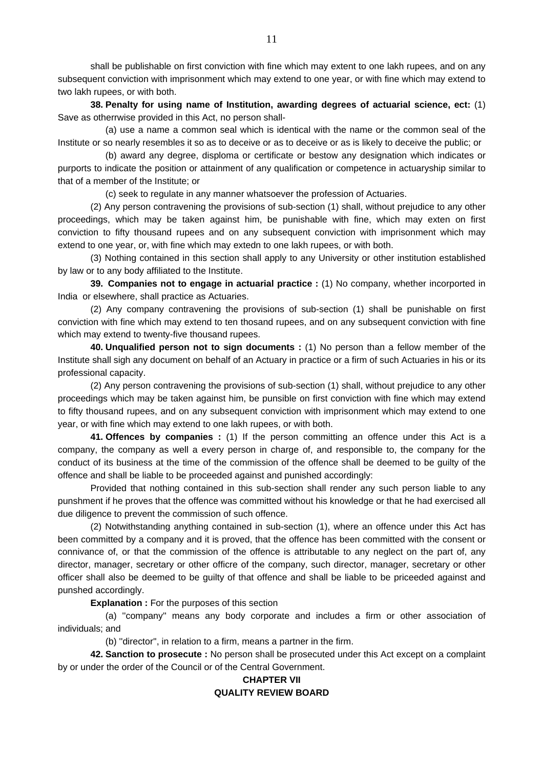shall be publishable on first conviction with fine which may extent to one lakh rupees, and on any subsequent conviction with imprisonment which may extend to one year, or with fine which may extend to two lakh rupees, or with both.

**38. Penalty for using name of Institution, awarding degrees of actuarial science, ect:** (1) Save as otherrwise provided in this Act, no person shall-

(a) use a name a common seal which is identical with the name or the common seal of the Institute or so nearly resembles it so as to deceive or as to deceive or as is likely to deceive the public; or

(b) award any degree, disploma or certificate or bestow any designation which indicates or purports to indicate the position or attainment of any qualification or competence in actuaryship similar to that of a member of the Institute; or

(c) seek to regulate in any manner whatsoever the profession of Actuaries.

(2) Any person contravening the provisions of sub-section (1) shall, without prejudice to any other proceedings, which may be taken against him, be punishable with fine, which may exten on first conviction to fifty thousand rupees and on any subsequent conviction with imprisonment which may extend to one year, or, with fine which may extedn to one lakh rupees, or with both.

(3) Nothing contained in this section shall apply to any University or other institution established by law or to any body affiliated to the Institute.

**39. Companies not to engage in actuarial practice :** (1) No company, whether incorporated in India or elsewhere, shall practice as Actuaries.

(2) Any company contravening the provisions of sub-section (1) shall be punishable on first conviction with fine which may extend to ten thosand rupees, and on any subsequent conviction with fine which may extend to twenty-five thousand rupees.

**40. Unqualified person not to sign documents :** (1) No person than a fellow member of the Institute shall sigh any document on behalf of an Actuary in practice or a firm of such Actuaries in his or its professional capacity.

(2) Any person contravening the provisions of sub-section (1) shall, without prejudice to any other proceedings which may be taken against him, be punsible on first conviction with fine which may extend to fifty thousand rupees, and on any subsequent conviction with imprisonment which may extend to one year, or with fine which may extend to one lakh rupees, or with both.

**41. Offences by companies :** (1) If the person committing an offence under this Act is a company, the company as well a every person in charge of, and responsible to, the company for the conduct of its business at the time of the commission of the offence shall be deemed to be guilty of the offence and shall be liable to be proceeded against and punished accordingly:

Provided that nothing contained in this sub-section shall render any such person liable to any punshment if he proves that the offence was committed without his knowledge or that he had exercised all due diligence to prevent the commission of such offence.

(2) Notwithstanding anything contained in sub-section (1), where an offence under this Act has been committed by a company and it is proved, that the offence has been committed with the consent or connivance of, or that the commission of the offence is attributable to any neglect on the part of, any director, manager, secretary or other officre of the company, such director, manager, secretary or other officer shall also be deemed to be guilty of that offence and shall be liable to be priceeded against and punshed accordingly.

**Explanation :** For the purposes of this section

(a) "company" means any body corporate and includes a firm or other association of individuals; and

(b) "director", in relation to a firm, means a partner in the firm.

**42. Sanction to prosecute :** No person shall be prosecuted under this Act except on a complaint by or under the order of the Council or of the Central Government.

## CHAPTER VII

## QUALITY REVIEW BOARD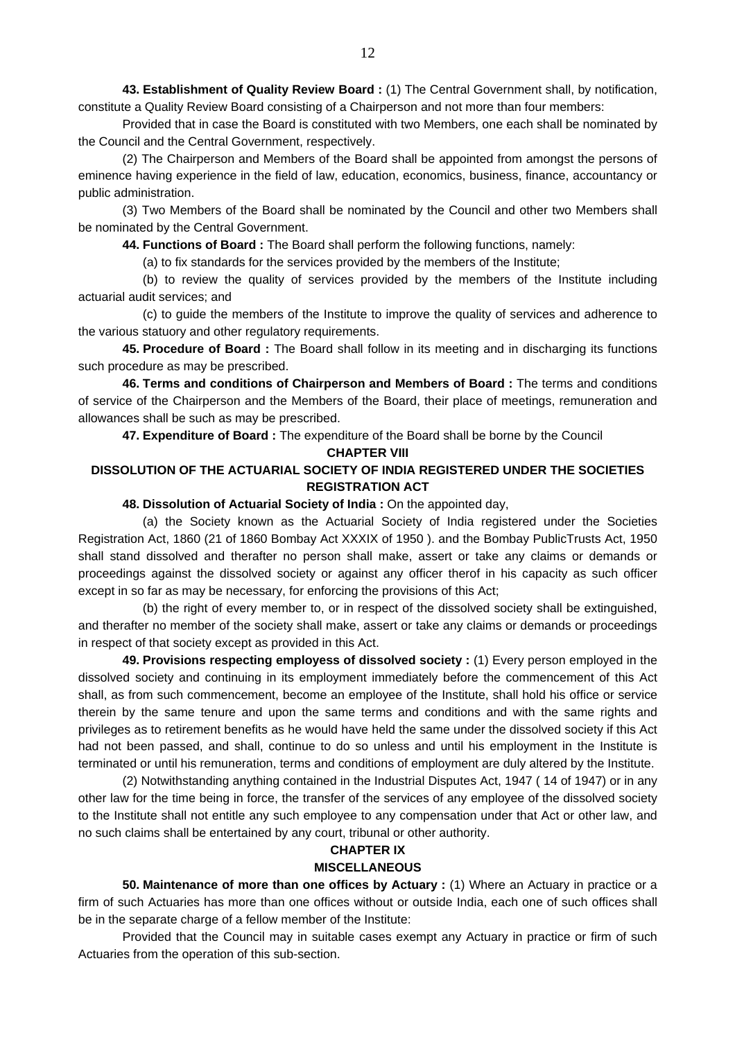**43. Establishment of Quality Review Board :** (1) The Central Government shall, by notification, constitute a Quality Review Board consisting of a Chairperson and not more than four members:

Provided that in case the Board is constituted with two Members, one each shall be nominated by the Council and the Central Government, respectively.

(2) The Chairperson and Members of the Board shall be appointed from amongst the persons of eminence having experience in the field of law, education, economics, business, finance, accountancy or public administration.

(3) Two Members of the Board shall be nominated by the Council and other two Members shall be nominated by the Central Government.

**44. Functions of Board :** The Board shall perform the following functions, namely:

(a) to fix standards for the services provided by the members of the Institute;

(b) to review the quality of services provided by the members of the Institute including actuarial audit services; and

(c) to guide the members of the Institute to improve the quality of services and adherence to the various statuory and other regulatory requirements.

**45. Procedure of Board :** The Board shall follow in its meeting and in discharging its functions such procedure as may be prescribed.

**46. Terms and conditions of Chairperson and Members of Board :** The terms and conditions of service of the Chairperson and the Members of the Board, their place of meetings, remuneration and allowances shall be such as may be prescribed.

**47. Expenditure of Board :** The expenditure of the Board shall be borne by the Council

## CHAPTER VIII

## DISSOLUTION OF THE ACTUARIAL SOCIETY OF INDIA REGISTERED UNDER THE SOCIETIES REGISTRATION ACT

**48. Dissolution of Actuarial Society of India :** On the appointed day,

(a) the Society known as the Actuarial Society of India registered under the Societies Registration Act, 1860 (21 of 1860 Bombay Act XXXIX of 1950 ). and the Bombay PublicTrusts Act, 1950 shall stand dissolved and therafter no person shall make, assert or take any claims or demands or proceedings against the dissolved society or against any officer therof in his capacity as such officer except in so far as may be necessary, for enforcing the provisions of this Act;

(b) the right of every member to, or in respect of the dissolved society shall be extinguished, and therafter no member of the society shall make, assert or take any claims or demands or proceedings in respect of that society except as provided in this Act.

**49. Provisions respecting employess of dissolved society :** (1) Every person employed in the dissolved society and continuing in its employment immediately before the commencement of this Act shall, as from such commencement, become an employee of the Institute, shall hold his office or service therein by the same tenure and upon the same terms and conditions and with the same rights and privileges as to retirement benefits as he would have held the same under the dissolved society if this Act had not been passed, and shall, continue to do so unless and until his employment in the Institute is terminated or until his remuneration, terms and conditions of employment are duly altered by the Institute.

(2) Notwithstanding anything contained in the Industrial Disputes Act, 1947 ( 14 of 1947) or in any other law for the time being in force, the transfer of the services of any employee of the dissolved society to the Institute shall not entitle any such employee to any compensation under that Act or other law, and no such claims shall be entertained by any court, tribunal or other authority.

## CHAPTER IX

## MISCELLANEOUS

**50. Maintenance of more than one offices by Actuary :** (1) Where an Actuary in practice or a firm of such Actuaries has more than one offices without or outside India, each one of such offices shall be in the separate charge of a fellow member of the Institute:

Provided that the Council may in suitable cases exempt any Actuary in practice or firm of such Actuaries from the operation of this sub-section.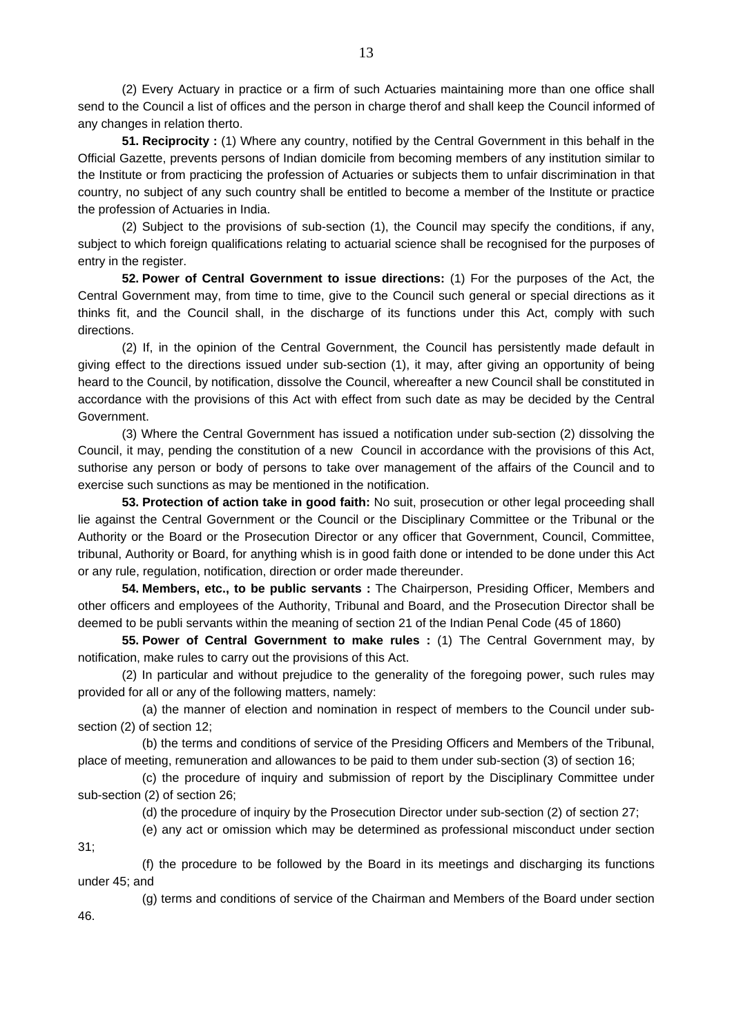(2) Every Actuary in practice or a firm of such Actuaries maintaining more than one office shall send to the Council a list of offices and the person in charge therof and shall keep the Council informed of any changes in relation therto.

**51. Reciprocity :** (1) Where any country, notified by the Central Government in this behalf in the Official Gazette, prevents persons of Indian domicile from becoming members of any institution similar to the Institute or from practicing the profession of Actuaries or subjects them to unfair discrimination in that country, no subject of any such country shall be entitled to become a member of the Institute or practice the profession of Actuaries in India.

(2) Subject to the provisions of sub-section (1), the Council may specify the conditions, if any, subject to which foreign qualifications relating to actuarial science shall be recognised for the purposes of entry in the register.

**52. Power of Central Government to issue directions:** (1) For the purposes of the Act, the Central Government may, from time to time, give to the Council such general or special directions as it thinks fit, and the Council shall, in the discharge of its functions under this Act, comply with such directions.

(2) If, in the opinion of the Central Government, the Council has persistently made default in giving effect to the directions issued under sub-section (1), it may, after giving an opportunity of being heard to the Council, by notification, dissolve the Council, whereafter a new Council shall be constituted in accordance with the provisions of this Act with effect from such date as may be decided by the Central Government.

(3) Where the Central Government has issued a notification under sub-section (2) dissolving the Council, it may, pending the constitution of a new Council in accordance with the provisions of this Act, suthorise any person or body of persons to take over management of the affairs of the Council and to exercise such sunctions as may be mentioned in the notification.

**53. Protection of action take in good faith:** No suit, prosecution or other legal proceeding shall lie against the Central Government or the Council or the Disciplinary Committee or the Tribunal or the Authority or the Board or the Prosecution Director or any officer that Government, Council, Committee, tribunal, Authority or Board, for anything whish is in good faith done or intended to be done under this Act or any rule, regulation, notification, direction or order made thereunder.

**54. Members, etc., to be public servants :** The Chairperson, Presiding Officer, Members and other officers and employees of the Authority, Tribunal and Board, and the Prosecution Director shall be deemed to be publi servants within the meaning of section 21 of the Indian Penal Code (45 of 1860)

**55. Power of Central Government to make rules :** (1) The Central Government may, by notification, make rules to carry out the provisions of this Act.

(2) In particular and without prejudice to the generality of the foregoing power, such rules may provided for all or any of the following matters, namely:

(a) the manner of election and nomination in respect of members to the Council under sub-section (2) of section 12;

(b) the terms and conditions of service of the Presiding Officers and Members of the Tribunal, place of meeting, remuneration and allowances to be paid to them under sub-section (3) of section 16;

(c) the procedure of inquiry and submission of report by the Disciplinary Committee under sub-section (2) of section 26;

(d) the procedure of inquiry by the Prosecution Director under sub-section (2) of section 27;

(e) any act or omission which may be determined as professional misconduct under section 31;

(f) the procedure to be followed by the Board in its meetings and discharging its functions under 45; and

(g) terms and conditions of service of the Chairman and Members of the Board under section 46.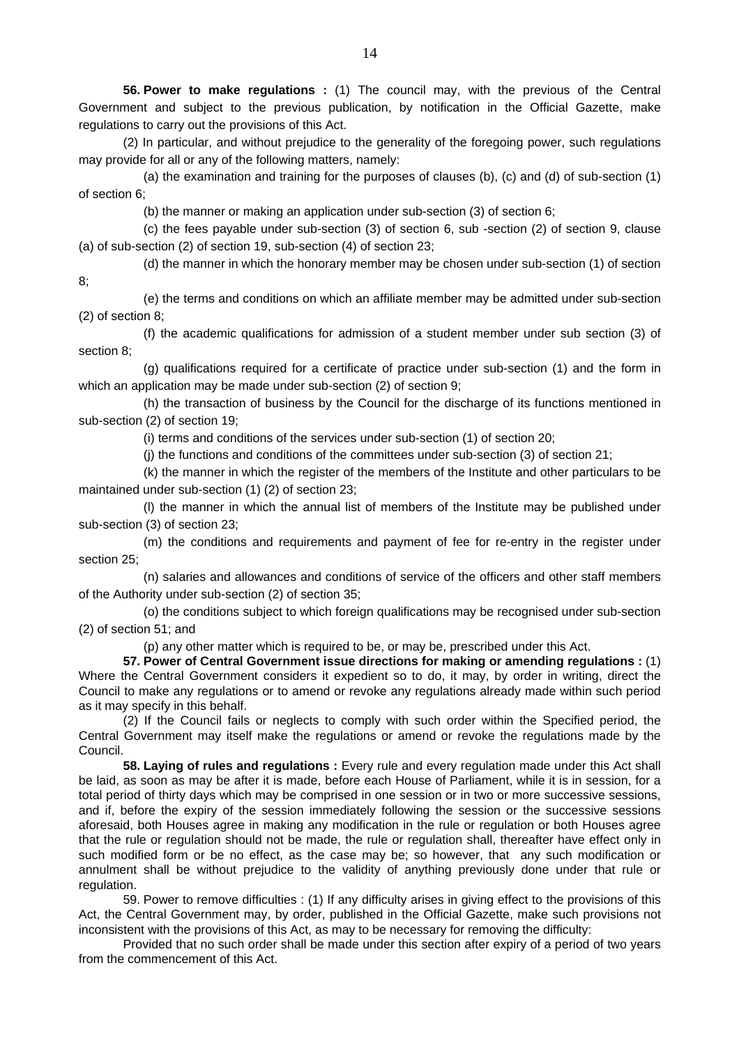**56. Power to make regulations :** (1) The council may, with the previous of the Central Government and subject to the previous publication, by notification in the Official Gazette, make regulations to carry out the provisions of this Act.

(2) In particular, and without prejudice to the generality of the foregoing power, such regulations may provide for all or any of the following matters, namely:

(a) the examination and training for the purposes of clauses (b), (c) and (d) of sub-section (1) of section 6;

(b) the manner or making an application under sub-section (3) of section 6;

(c) the fees payable under sub-section (3) of section 6, sub -section (2) of section 9, clause (a) of sub-section (2) of section 19, sub-section (4) of section 23;

(d) the manner in which the honorary member may be chosen under sub-section (1) of section 8;

(e) the terms and conditions on which an affiliate member may be admitted under sub-section (2) of section 8;

(f) the academic qualifications for admission of a student member under sub section (3) of section 8;

(g) qualifications required for a certificate of practice under sub-section (1) and the form in which an application may be made under sub-section (2) of section 9;

(h) the transaction of business by the Council for the discharge of its functions mentioned in sub-section (2) of section 19;

(i) terms and conditions of the services under sub-section (1) of section 20;

(j) the functions and conditions of the committees under sub-section (3) of section 21;

(k) the manner in which the register of the members of the Institute and other particulars to be maintained under sub-section (1) (2) of section 23;

(l) the manner in which the annual list of members of the Institute may be published under sub-section (3) of section 23;

(m) the conditions and requirements and payment of fee for re-entry in the register under section 25;

(n) salaries and allowances and conditions of service of the officers and other staff members of the Authority under sub-section (2) of section 35;

(o) the conditions subject to which foreign qualifications may be recognised under sub-section (2) of section 51; and

(p) any other matter which is required to be, or may be, prescribed under this Act.

**57. Power of Central Government issue directions for making or amending regulations :** (1) Where the Central Government considers it expedient so to do, it may, by order in writing, direct the Council to make any regulations or to amend or revoke any regulations already made within such period as it may specify in this behalf.

(2) If the Council fails or neglects to comply with such order within the Specified period, the Central Government may itself make the regulations or amend or revoke the regulations made by the Council.

**58. Laying of rules and regulations :** Every rule and every regulation made under this Act shall be laid, as soon as may be after it is made, before each House of Parliament, while it is in session, for a total period of thirty days which may be comprised in one session or in two or more successive sessions, and if, before the expiry of the session immediately following the session or the successive sessions aforesaid, both Houses agree in making any modification in the rule or regulation or both Houses agree that the rule or regulation should not be made, the rule or regulation shall, thereafter have effect only in such modified form or be no effect, as the case may be; so however, that any such modification or annulment shall be without prejudice to the validity of anything previously done under that rule or regulation.

59. Power to remove difficulties : (1) If any difficulty arises in giving effect to the provisions of this Act, the Central Government may, by order, published in the Official Gazette, make such provisions not inconsistent with the provisions of this Act, as may to be necessary for removing the difficulty:

Provided that no such order shall be made under this section after expiry of a period of two years from the commencement of this Act.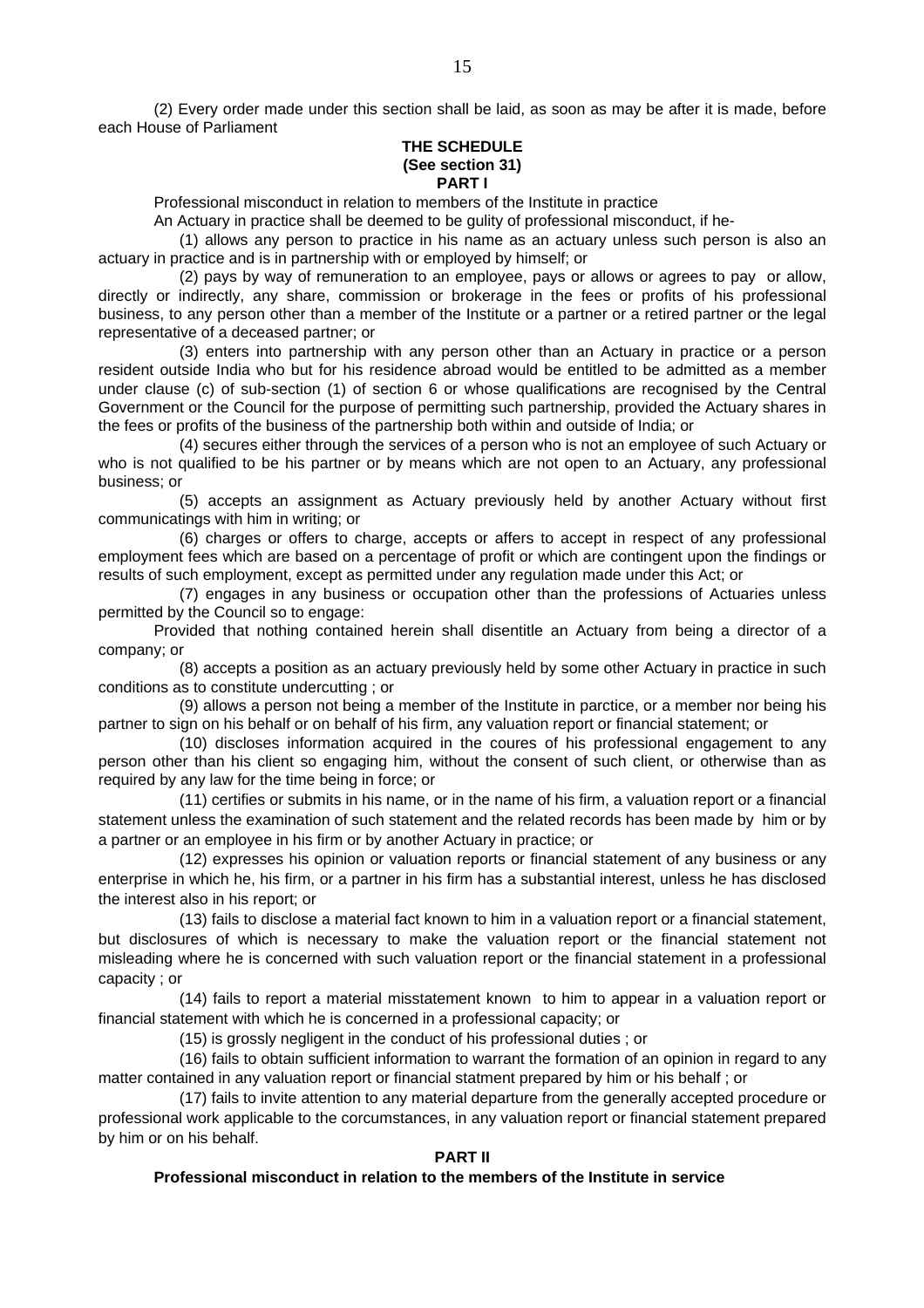(2) Every order made under this section shall be laid, as soon as may be after it is made, before each House of Parliament

## THE SCHEDULE
### (See section 31)
### PART I

Professional misconduct in relation to members of the Institute in practice

An Actuary in practice shall be deemed to be gulity of professional misconduct, if he-

(1) allows any person to practice in his name as an actuary unless such person is also an actuary in practice and is in partnership with or employed by himself; or

(2) pays by way of remuneration to an employee, pays or allows or agrees to pay or allow, directly or indirectly, any share, commission or brokerage in the fees or profits of his professional business, to any person other than a member of the Institute or a partner or a retired partner or the legal representative of a deceased partner; or

(3) enters into partnership with any person other than an Actuary in practice or a person resident outside India who but for his residence abroad would be entitled to be admitted as a member under clause (c) of sub-section (1) of section 6 or whose qualifications are recognised by the Central Government or the Council for the purpose of permitting such partnership, provided the Actuary shares in the fees or profits of the business of the partnership both within and outside of India; or

(4) secures either through the services of a person who is not an employee of such Actuary or who is not qualified to be his partner or by means which are not open to an Actuary, any professional business; or

(5) accepts an assignment as Actuary previously held by another Actuary without first communicatings with him in writing; or

(6) charges or offers to charge, accepts or affers to accept in respect of any professional employment fees which are based on a percentage of profit or which are contingent upon the findings or results of such employment, except as permitted under any regulation made under this Act; or

(7) engages in any business or occupation other than the professions of Actuaries unless permitted by the Council so to engage:

Provided that nothing contained herein shall disentitle an Actuary from being a director of a company; or

(8) accepts a position as an actuary previously held by some other Actuary in practice in such conditions as to constitute undercutting ; or

(9) allows a person not being a member of the Institute in parctice, or a member nor being his partner to sign on his behalf or on behalf of his firm, any valuation report or financial statement; or

(10) discloses information acquired in the coures of his professional engagement to any person other than his client so engaging him, without the consent of such client, or otherwise than as required by any law for the time being in force; or

(11) certifies or submits in his name, or in the name of his firm, a valuation report or a financial statement unless the examination of such statement and the related records has been made by him or by a partner or an employee in his firm or by another Actuary in practice; or

(12) expresses his opinion or valuation reports or financial statement of any business or any enterprise in which he, his firm, or a partner in his firm has a substantial interest, unless he has disclosed the interest also in his report; or

(13) fails to disclose a material fact known to him in a valuation report or a financial statement, but disclosures of which is necessary to make the valuation report or the financial statement not misleading where he is concerned with such valuation report or the financial statement in a professional capacity ; or

(14) fails to report a material misstatement known to him to appear in a valuation report or financial statement with which he is concerned in a professional capacity; or

(15) is grossly negligent in the conduct of his professional duties ; or

(16) fails to obtain sufficient information to warrant the formation of an opinion in regard to any matter contained in any valuation report or financial statment prepared by him or his behalf ; or

(17) fails to invite attention to any material departure from the generally accepted procedure or professional work applicable to the corcumstances, in any valuation report or financial statement prepared by him or on his behalf.

### PART II

**Professional misconduct in relation to the members of the Institute in service**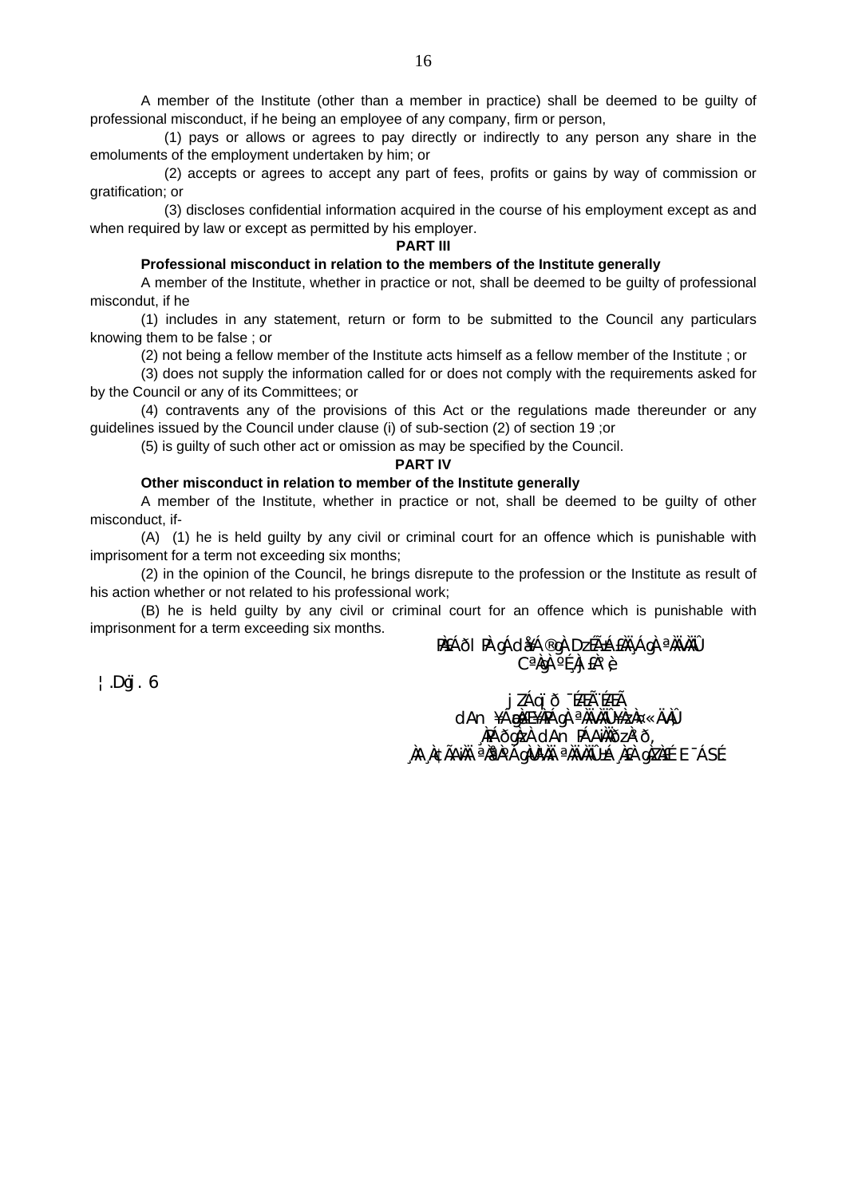A member of the Institute (other than a member in practice) shall be deemed to be guilty of professional misconduct, if he being an employee of any company, firm or person,

(1) pays or allows or agrees to pay directly or indirectly to any person any share in the emoluments of the employment undertaken by him; or

(2) accepts or agrees to accept any part of fees, profits or gains by way of commission or gratification; or

(3) discloses confidential information acquired in the course of his employment except as and when required by law or except as permitted by his employer.

**PART III**

**Professional misconduct in relation to the members of the Institute generally**

A member of the Institute, whether in practice or not, shall be deemed to be guilty of professional miscondut, if he

(1) includes in any statement, return or form to be submitted to the Council any particulars knowing them to be false ; or

(2) not being a fellow member of the Institute acts himself as a fellow member of the Institute ; or

(3) does not supply the information called for or does not comply with the requirements asked for by the Council or any of its Committees; or

(4) contravents any of the provisions of this Act or the regulations made thereunder or any guidelines issued by the Council under clause (i) of sub-section (2) of section 19 ;or

(5) is guilty of such other act or omission as may be specified by the Council.

**PART IV**

**Other misconduct in relation to member of the Institute generally**

A member of the Institute, whether in practice or not, shall be deemed to be guilty of other misconduct, if-

(A) (1) he is held guilty by any civil or criminal court for an offence which is punishable with imprisoment for a term not exceeding six months;

(2) in the opinion of the Council, he brings disrepute to the profession or the Institute as result of his action whether or not related to his professional work;

(B) he is held guilty by any civil or criminal court for an offence which is punishable with imprisonment for a term exceeding six months.

PÀ£ÁðlPÀ gÁdå¥Á®gÀ DzÉñÁ£ÀÄ¸ÁgÀ ªÀÄvÀÄÛ
CªÀgÀ ºÉ¸Àj£À°è

¦.Dgï. 6

jZÁqïð ¯ÉÆÃ¨ÉÆ
dAn ¥ÁægÀÆ¥ÀPÀgÀÄ ªÀÄvÀÄÛ ¥ÀzÀ¤«ÄvÀÛ ¸ÀPÁðgÀzÀ
dAn PÁAiÀÄðzÀ²ð,
¸ÀA¸À¢ÃAiÀÄ ªÀåªÀºÁgÀUÀ¼ÀÄ ªÀÄvÀÄÛ ±Á¸À£À gÀZÀ£É E¯ÁSÉ